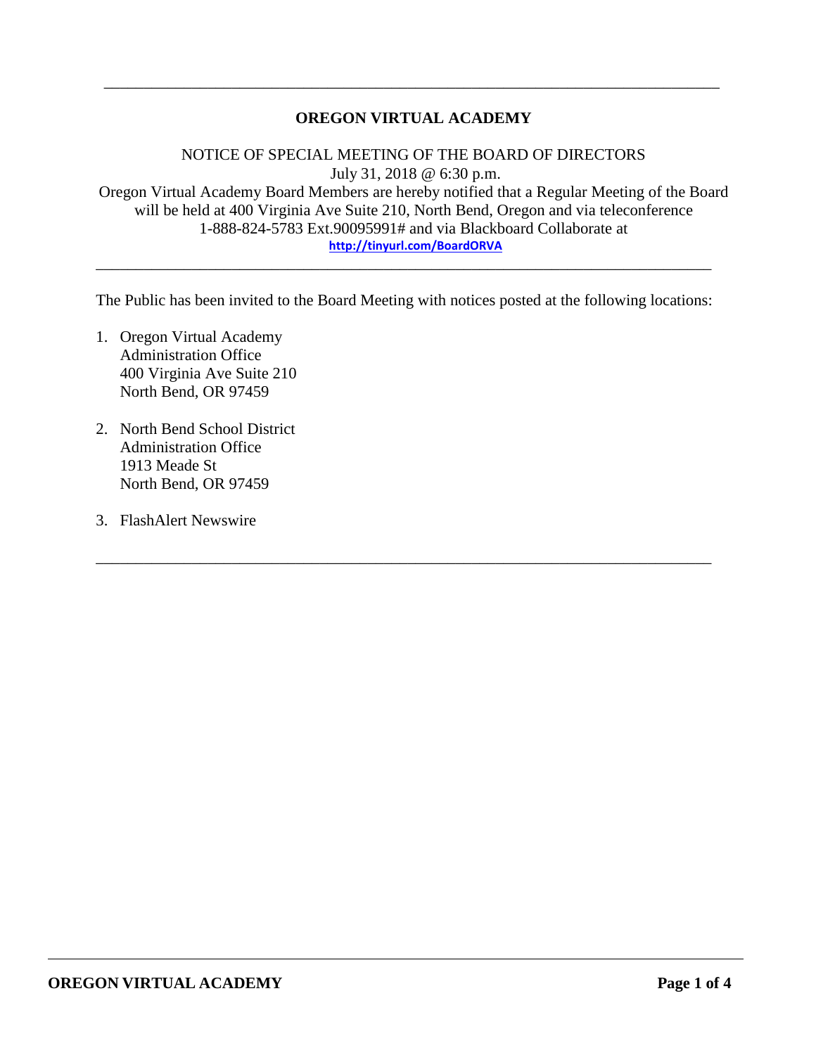---

# OREGON VIRTUAL ACADEMY

NOTICE OF SPECIAL MEETING OF THE BOARD OF DIRECTORS
July 31, 2018 @ 6:30 p.m.
Oregon Virtual Academy Board Members are hereby notified that a Regular Meeting of the Board will be held at 400 Virginia Ave Suite 210, North Bend, Oregon and via teleconference 1-888-824-5783 Ext.90095991# and via Blackboard Collaborate at
**http://tinyurl.com/BoardORVA**

---

The Public has been invited to the Board Meeting with notices posted at the following locations:

1. Oregon Virtual Academy
   Administration Office
   400 Virginia Ave Suite 210
   North Bend, OR 97459

2. North Bend School District
   Administration Office
   1913 Meade St
   North Bend, OR 97459

3. FlashAlert Newswire

---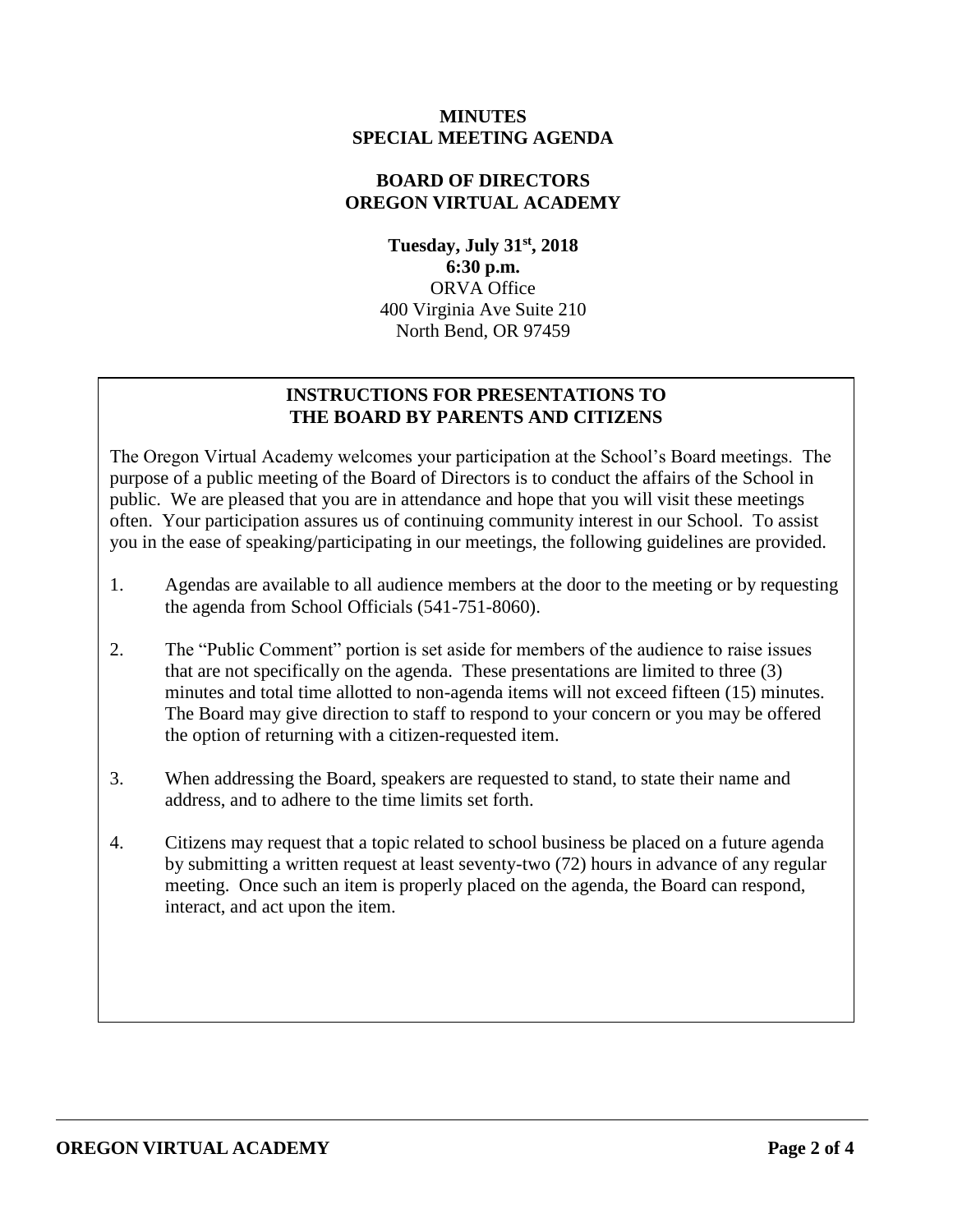**MINUTES**
**SPECIAL MEETING AGENDA**

**BOARD OF DIRECTORS**
**OREGON VIRTUAL ACADEMY**

**Tuesday, July 31st, 2018**
**6:30 p.m.**
ORVA Office
400 Virginia Ave Suite 210
North Bend, OR 97459

## INSTRUCTIONS FOR PRESENTATIONS TO THE BOARD BY PARENTS AND CITIZENS

The Oregon Virtual Academy welcomes your participation at the School's Board meetings. The purpose of a public meeting of the Board of Directors is to conduct the affairs of the School in public. We are pleased that you are in attendance and hope that you will visit these meetings often. Your participation assures us of continuing community interest in our School. To assist you in the ease of speaking/participating in our meetings, the following guidelines are provided.

1. Agendas are available to all audience members at the door to the meeting or by requesting the agenda from School Officials (541-751-8060).

2. The "Public Comment" portion is set aside for members of the audience to raise issues that are not specifically on the agenda. These presentations are limited to three (3) minutes and total time allotted to non-agenda items will not exceed fifteen (15) minutes. The Board may give direction to staff to respond to your concern or you may be offered the option of returning with a citizen-requested item.

3. When addressing the Board, speakers are requested to stand, to state their name and address, and to adhere to the time limits set forth.

4. Citizens may request that a topic related to school business be placed on a future agenda by submitting a written request at least seventy-two (72) hours in advance of any regular meeting. Once such an item is properly placed on the agenda, the Board can respond, interact, and act upon the item.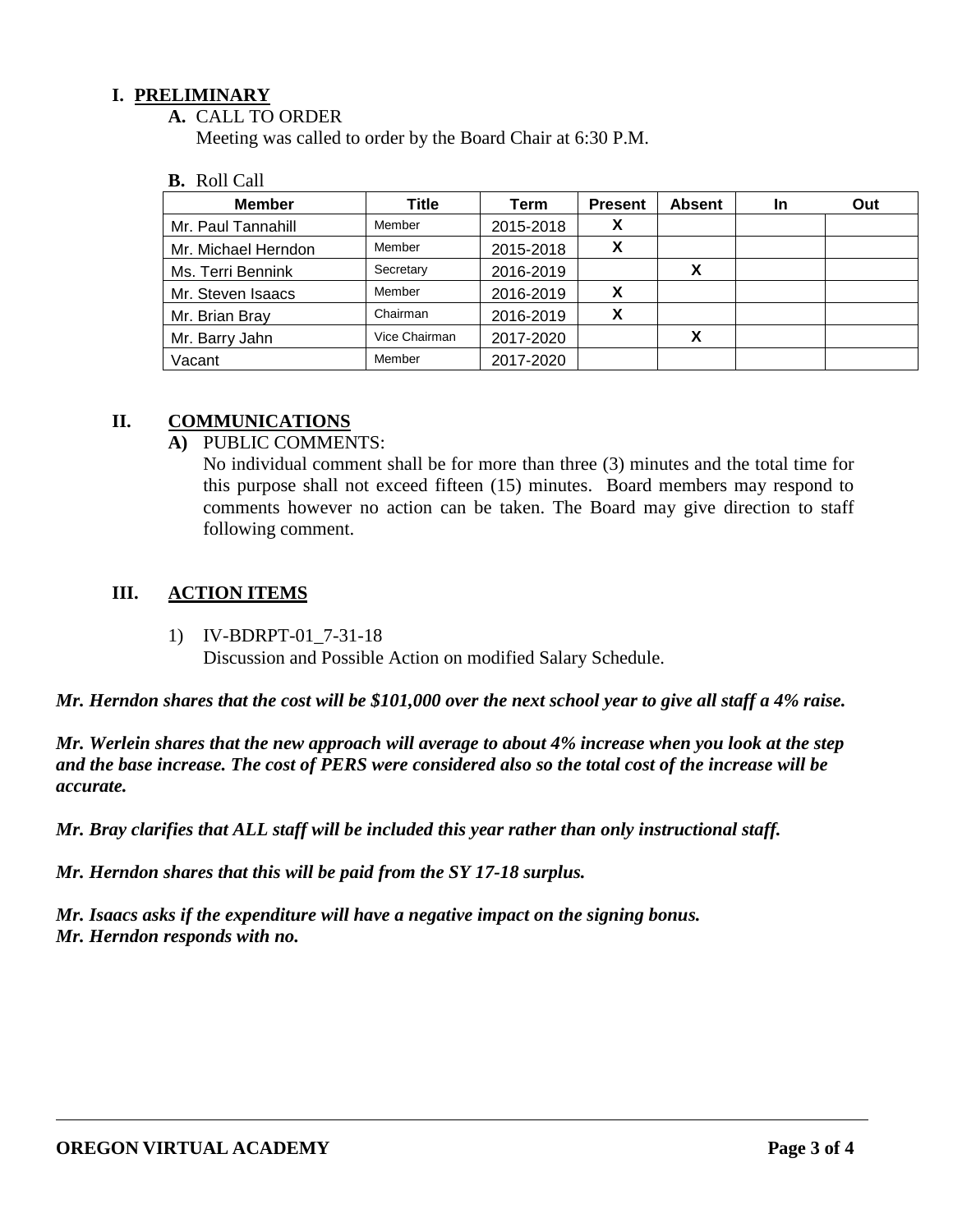## I. PRELIMINARY

**A.** CALL TO ORDER

Meeting was called to order by the Board Chair at 6:30 P.M.

**B.** Roll Call

| Member | Title | Term | Present | Absent | In | Out |
|---|---|---|---|---|---|---|
| Mr. Paul Tannahill | Member | 2015-2018 | X | | | |
| Mr. Michael Herndon | Member | 2015-2018 | X | | | |
| Ms. Terri Bennink | Secretary | 2016-2019 | | X | | |
| Mr. Steven Isaacs | Member | 2016-2019 | X | | | |
| Mr. Brian Bray | Chairman | 2016-2019 | X | | | |
| Mr. Barry Jahn | Vice Chairman | 2017-2020 | | X | | |
| Vacant | Member | 2017-2020 | | | | |

## II. COMMUNICATIONS

**A)** PUBLIC COMMENTS:

No individual comment shall be for more than three (3) minutes and the total time for this purpose shall not exceed fifteen (15) minutes. Board members may respond to comments however no action can be taken. The Board may give direction to staff following comment.

## III. ACTION ITEMS

1) IV-BDRPT-01_7-31-18
   Discussion and Possible Action on modified Salary Schedule.

***Mr. Herndon shares that the cost will be $101,000 over the next school year to give all staff a 4% raise.***

***Mr. Werlein shares that the new approach will average to about 4% increase when you look at the step and the base increase. The cost of PERS were considered also so the total cost of the increase will be accurate.***

***Mr. Bray clarifies that ALL staff will be included this year rather than only instructional staff.***

***Mr. Herndon shares that this will be paid from the SY 17-18 surplus.***

***Mr. Isaacs asks if the expenditure will have a negative impact on the signing bonus.***
***Mr. Herndon responds with no.***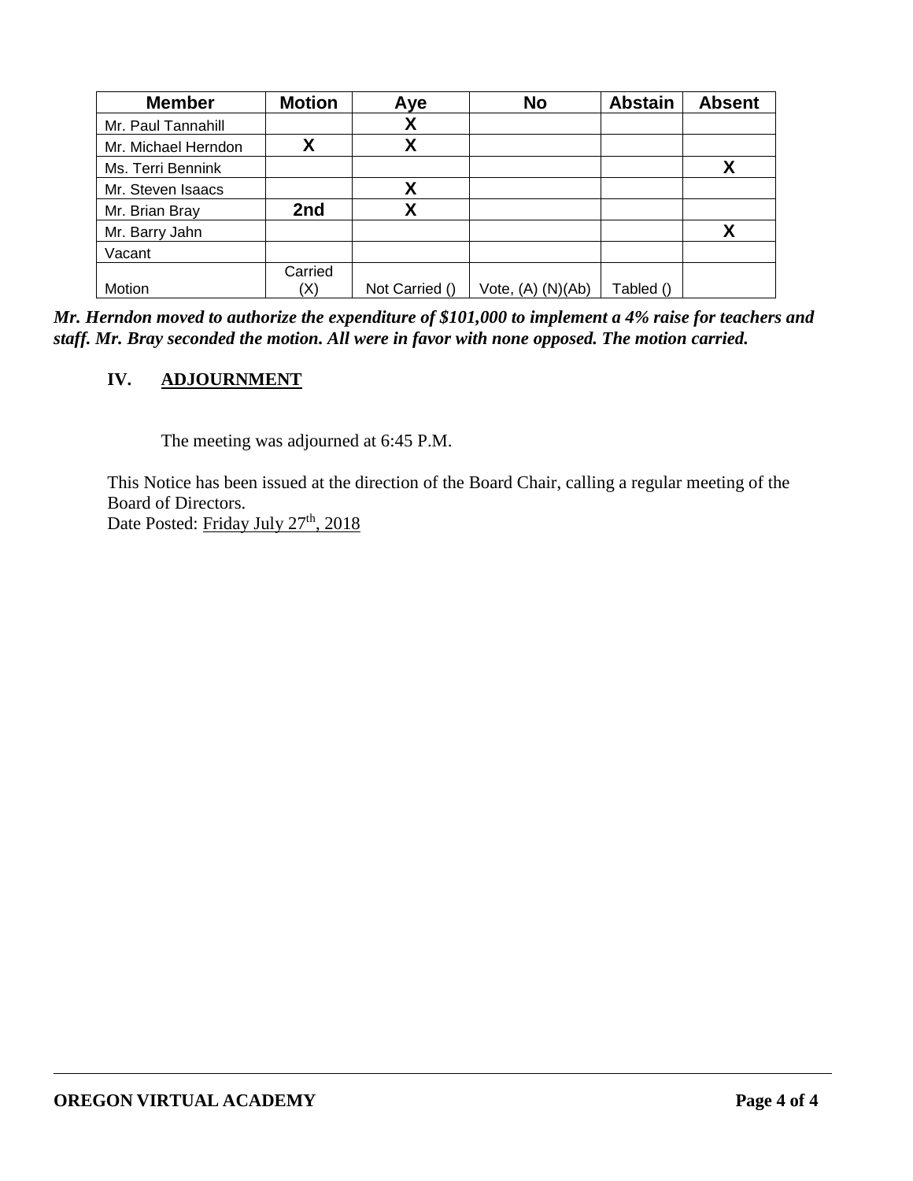| Member | Motion | Aye | No | Abstain | Absent |
|---|---|---|---|---|---|
| Mr. Paul Tannahill | | X | | | |
| Mr. Michael Herndon | X | X | | | |
| Ms. Terri Bennink | | | | | X |
| Mr. Steven Isaacs | | X | | | |
| Mr. Brian Bray | 2nd | X | | | |
| Mr. Barry Jahn | | | | | X |
| Vacant | | | | | |
| Motion | Carried (X) | Not Carried () | Vote, (A) (N)(Ab) | Tabled () | |

***Mr. Herndon moved to authorize the expenditure of $101,000 to implement a 4% raise for teachers and staff. Mr. Bray seconded the motion. All were in favor with none opposed. The motion carried.***

## IV. ADJOURNMENT

The meeting was adjourned at 6:45 P.M.

This Notice has been issued at the direction of the Board Chair, calling a regular meeting of the Board of Directors.
Date Posted: Friday July 27th, 2018